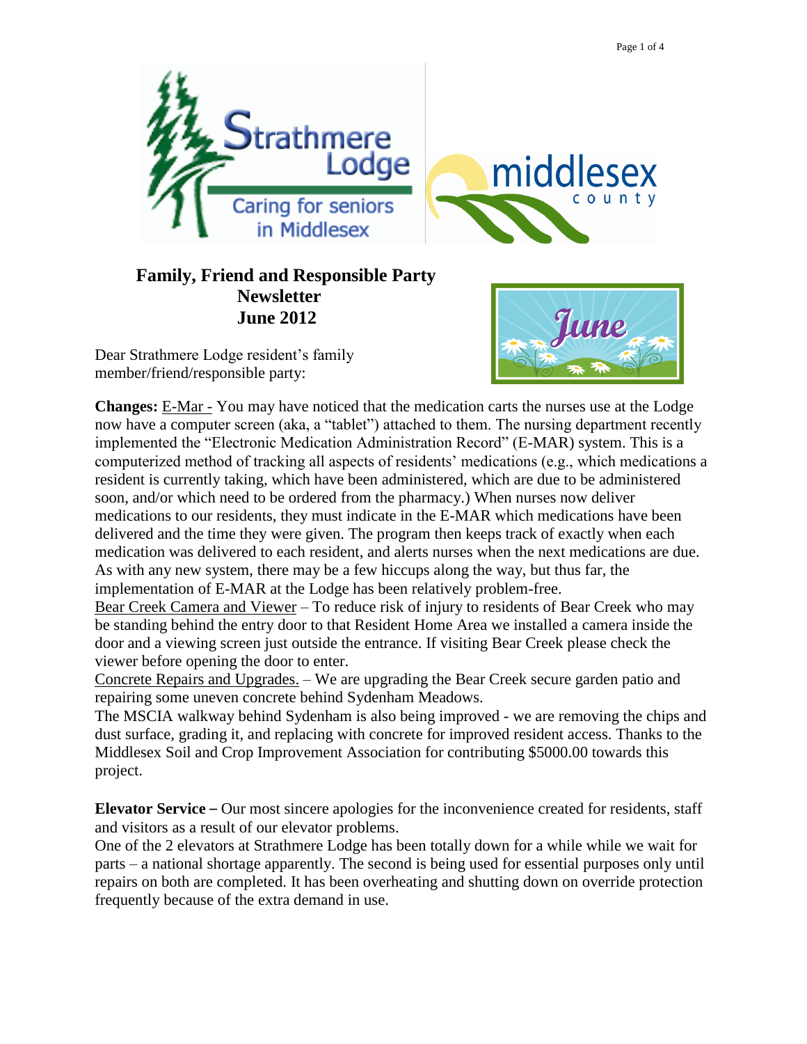Strathmere Lodge
Caring for seniors in Middlesex

middlesex county

# Family, Friend and Responsible Party Newsletter
## June 2012

Dear Strathmere Lodge resident's family member/friend/responsible party:

**Changes:** E-Mar - You may have noticed that the medication carts the nurses use at the Lodge now have a computer screen (aka, a "tablet") attached to them. The nursing department recently implemented the "Electronic Medication Administration Record" (E-MAR) system. This is a computerized method of tracking all aspects of residents' medications (e.g., which medications a resident is currently taking, which have been administered, which are due to be administered soon, and/or which need to be ordered from the pharmacy.) When nurses now deliver medications to our residents, they must indicate in the E-MAR which medications have been delivered and the time they were given. The program then keeps track of exactly when each medication was delivered to each resident, and alerts nurses when the next medications are due. As with any new system, there may be a few hiccups along the way, but thus far, the implementation of E-MAR at the Lodge has been relatively problem-free.

Bear Creek Camera and Viewer – To reduce risk of injury to residents of Bear Creek who may be standing behind the entry door to that Resident Home Area we installed a camera inside the door and a viewing screen just outside the entrance. If visiting Bear Creek please check the viewer before opening the door to enter.

Concrete Repairs and Upgrades. – We are upgrading the Bear Creek secure garden patio and repairing some uneven concrete behind Sydenham Meadows.

The MSCIA walkway behind Sydenham is also being improved - we are removing the chips and dust surface, grading it, and replacing with concrete for improved resident access. Thanks to the Middlesex Soil and Crop Improvement Association for contributing $5000.00 towards this project.

**Elevator Service –** Our most sincere apologies for the inconvenience created for residents, staff and visitors as a result of our elevator problems.

One of the 2 elevators at Strathmere Lodge has been totally down for a while while we wait for parts – a national shortage apparently. The second is being used for essential purposes only until repairs on both are completed. It has been overheating and shutting down on override protection frequently because of the extra demand in use.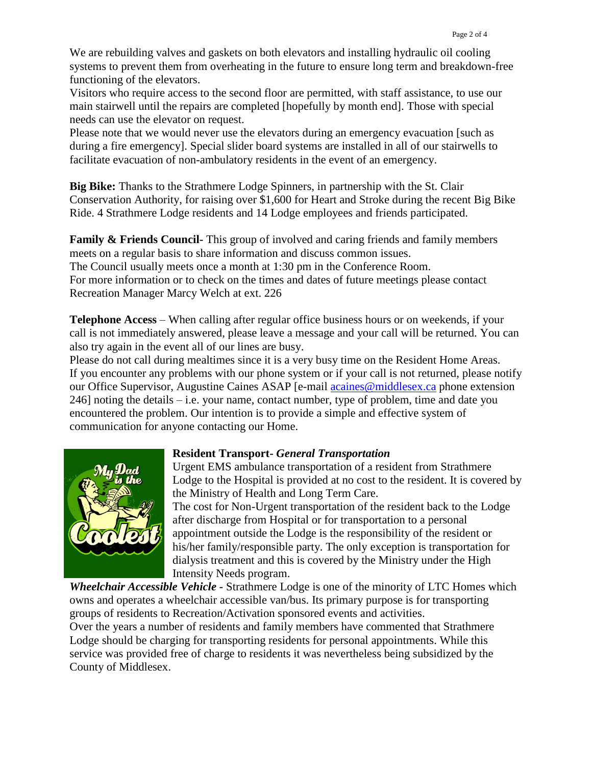We are rebuilding valves and gaskets on both elevators and installing hydraulic oil cooling systems to prevent them from overheating in the future to ensure long term and breakdown-free functioning of the elevators.

Visitors who require access to the second floor are permitted, with staff assistance, to use our main stairwell until the repairs are completed [hopefully by month end]. Those with special needs can use the elevator on request.

Please note that we would never use the elevators during an emergency evacuation [such as during a fire emergency]. Special slider board systems are installed in all of our stairwells to facilitate evacuation of non-ambulatory residents in the event of an emergency.

**Big Bike:** Thanks to the Strathmere Lodge Spinners, in partnership with the St. Clair Conservation Authority, for raising over $1,600 for Heart and Stroke during the recent Big Bike Ride. 4 Strathmere Lodge residents and 14 Lodge employees and friends participated.

**Family & Friends Council-** This group of involved and caring friends and family members meets on a regular basis to share information and discuss common issues.

The Council usually meets once a month at 1:30 pm in the Conference Room.

For more information or to check on the times and dates of future meetings please contact Recreation Manager Marcy Welch at ext. 226

**Telephone Access** – When calling after regular office business hours or on weekends, if your call is not immediately answered, please leave a message and your call will be returned. You can also try again in the event all of our lines are busy.

Please do not call during mealtimes since it is a very busy time on the Resident Home Areas.

If you encounter any problems with our phone system or if your call is not returned, please notify our Office Supervisor, Augustine Caines ASAP [e-mail acaines@middlesex.ca phone extension 246] noting the details – i.e. your name, contact number, type of problem, time and date you encountered the problem. Our intention is to provide a simple and effective system of communication for anyone contacting our Home.

**Resident Transport-** ***General Transportation***

Urgent EMS ambulance transportation of a resident from Strathmere Lodge to the Hospital is provided at no cost to the resident. It is covered by the Ministry of Health and Long Term Care.

The cost for Non-Urgent transportation of the resident back to the Lodge after discharge from Hospital or for transportation to a personal appointment outside the Lodge is the responsibility of the resident or his/her family/responsible party. The only exception is transportation for dialysis treatment and this is covered by the Ministry under the High Intensity Needs program.

***Wheelchair Accessible Vehicle -*** Strathmere Lodge is one of the minority of LTC Homes which owns and operates a wheelchair accessible van/bus. Its primary purpose is for transporting groups of residents to Recreation/Activation sponsored events and activities.

Over the years a number of residents and family members have commented that Strathmere Lodge should be charging for transporting residents for personal appointments. While this service was provided free of charge to residents it was nevertheless being subsidized by the County of Middlesex.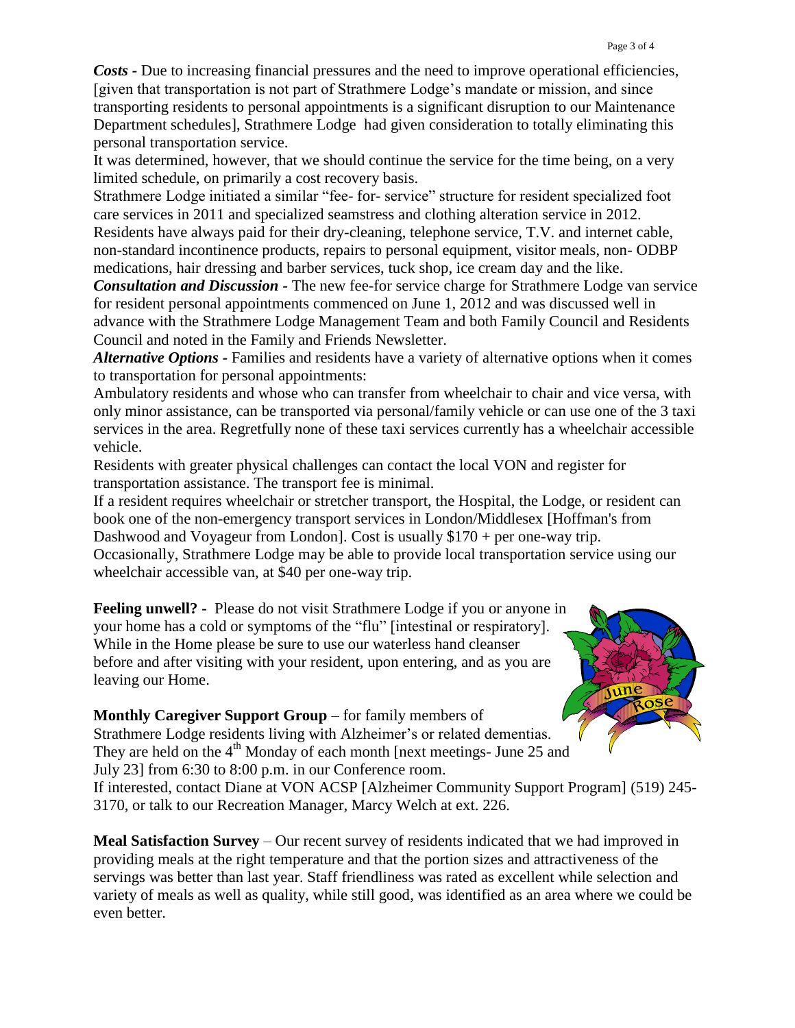***Costs -*** Due to increasing financial pressures and the need to improve operational efficiencies, [given that transportation is not part of Strathmere Lodge's mandate or mission, and since transporting residents to personal appointments is a significant disruption to our Maintenance Department schedules], Strathmere Lodge had given consideration to totally eliminating this personal transportation service.

It was determined, however, that we should continue the service for the time being, on a very limited schedule, on primarily a cost recovery basis.

Strathmere Lodge initiated a similar "fee- for- service" structure for resident specialized foot care services in 2011 and specialized seamstress and clothing alteration service in 2012.

Residents have always paid for their dry-cleaning, telephone service, T.V. and internet cable, non-standard incontinence products, repairs to personal equipment, visitor meals, non- ODBP medications, hair dressing and barber services, tuck shop, ice cream day and the like.

***Consultation and Discussion -*** The new fee-for service charge for Strathmere Lodge van service for resident personal appointments commenced on June 1, 2012 and was discussed well in advance with the Strathmere Lodge Management Team and both Family Council and Residents Council and noted in the Family and Friends Newsletter.

***Alternative Options -*** Families and residents have a variety of alternative options when it comes to transportation for personal appointments:

Ambulatory residents and whose who can transfer from wheelchair to chair and vice versa, with only minor assistance, can be transported via personal/family vehicle or can use one of the 3 taxi services in the area. Regretfully none of these taxi services currently has a wheelchair accessible vehicle.

Residents with greater physical challenges can contact the local VON and register for transportation assistance. The transport fee is minimal.

If a resident requires wheelchair or stretcher transport, the Hospital, the Lodge, or resident can book one of the non-emergency transport services in London/Middlesex [Hoffman's from Dashwood and Voyageur from London]. Cost is usually $170 + per one-way trip.

Occasionally, Strathmere Lodge may be able to provide local transportation service using our wheelchair accessible van, at $40 per one-way trip.

**Feeling unwell? -** Please do not visit Strathmere Lodge if you or anyone in your home has a cold or symptoms of the "flu" [intestinal or respiratory]. While in the Home please be sure to use our waterless hand cleanser before and after visiting with your resident, upon entering, and as you are leaving our Home.

**Monthly Caregiver Support Group** – for family members of Strathmere Lodge residents living with Alzheimer's or related dementias. They are held on the 4th Monday of each month [next meetings- June 25 and July 23] from 6:30 to 8:00 p.m. in our Conference room.

If interested, contact Diane at VON ACSP [Alzheimer Community Support Program] (519) 245-3170, or talk to our Recreation Manager, Marcy Welch at ext. 226.

**Meal Satisfaction Survey** – Our recent survey of residents indicated that we had improved in providing meals at the right temperature and that the portion sizes and attractiveness of the servings was better than last year. Staff friendliness was rated as excellent while selection and variety of meals as well as quality, while still good, was identified as an area where we could be even better.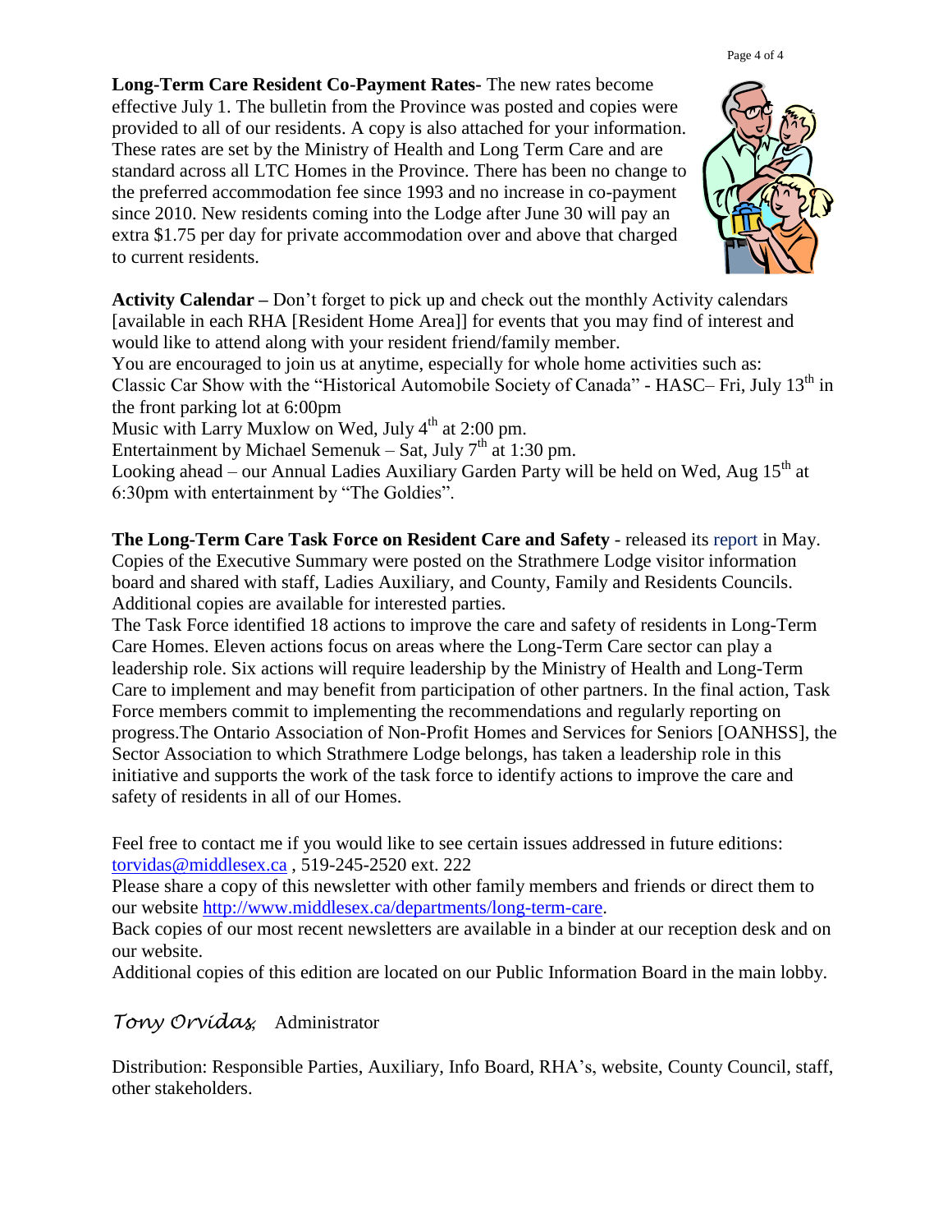**Long-Term Care Resident Co-Payment Rates-** The new rates become effective July 1. The bulletin from the Province was posted and copies were provided to all of our residents. A copy is also attached for your information. These rates are set by the Ministry of Health and Long Term Care and are standard across all LTC Homes in the Province. There has been no change to the preferred accommodation fee since 1993 and no increase in co-payment since 2010. New residents coming into the Lodge after June 30 will pay an extra $1.75 per day for private accommodation over and above that charged to current residents.

**Activity Calendar –** Don't forget to pick up and check out the monthly Activity calendars [available in each RHA [Resident Home Area]] for events that you may find of interest and would like to attend along with your resident friend/family member.

You are encouraged to join us at anytime, especially for whole home activities such as:

Classic Car Show with the "Historical Automobile Society of Canada" - HASC– Fri, July 13th in the front parking lot at 6:00pm

Music with Larry Muxlow on Wed, July 4th at 2:00 pm.

Entertainment by Michael Semenuk – Sat, July 7th at 1:30 pm.

Looking ahead – our Annual Ladies Auxiliary Garden Party will be held on Wed, Aug 15th at 6:30pm with entertainment by "The Goldies".

**The Long-Term Care Task Force on Resident Care and Safety** - released its report in May. Copies of the Executive Summary were posted on the Strathmere Lodge visitor information board and shared with staff, Ladies Auxiliary, and County, Family and Residents Councils. Additional copies are available for interested parties.

The Task Force identified 18 actions to improve the care and safety of residents in Long-Term Care Homes. Eleven actions focus on areas where the Long-Term Care sector can play a leadership role. Six actions will require leadership by the Ministry of Health and Long-Term Care to implement and may benefit from participation of other partners. In the final action, Task Force members commit to implementing the recommendations and regularly reporting on progress.The Ontario Association of Non-Profit Homes and Services for Seniors [OANHSS], the Sector Association to which Strathmere Lodge belongs, has taken a leadership role in this initiative and supports the work of the task force to identify actions to improve the care and safety of residents in all of our Homes.

Feel free to contact me if you would like to see certain issues addressed in future editions: torvidas@middlesex.ca , 519-245-2520 ext. 222

Please share a copy of this newsletter with other family members and friends or direct them to our website http://www.middlesex.ca/departments/long-term-care.

Back copies of our most recent newsletters are available in a binder at our reception desk and on our website.

Additional copies of this edition are located on our Public Information Board in the main lobby.

*Tony Orvidas,* Administrator

Distribution: Responsible Parties, Auxiliary, Info Board, RHA's, website, County Council, staff, other stakeholders.